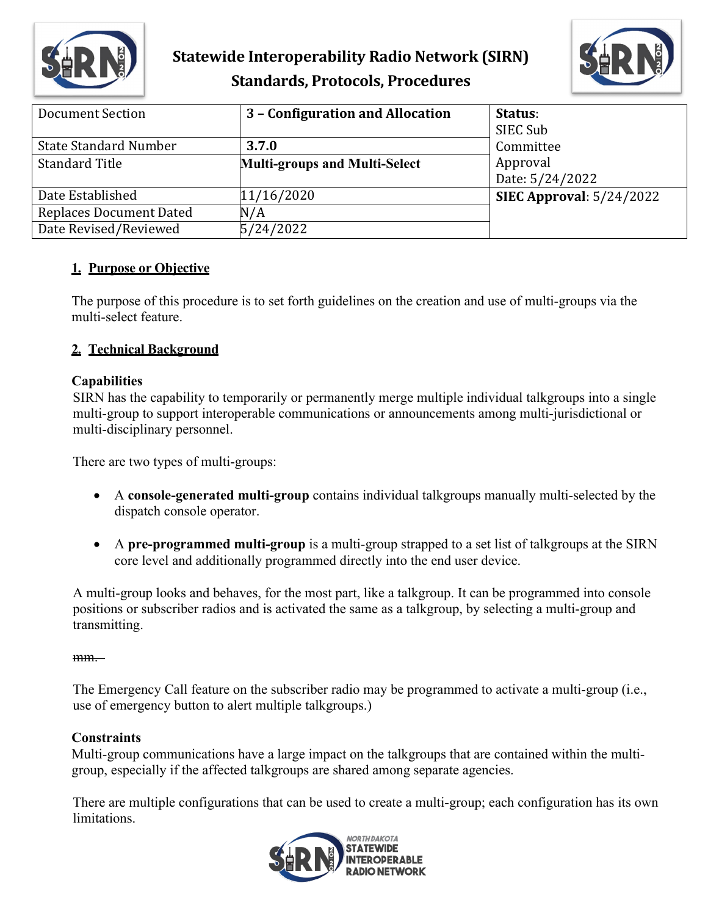# Statewide Interoperability Radio Network (SIRN)
## Standards, Protocols, Procedures

| Document Section | 3 – Configuration and Allocation | Status: SIEC Sub Committee Approval Date: 5/24/2022 |
|---|---|---|
| State Standard Number | 3.7.0 | |
| Standard Title | Multi-groups and Multi-Select | |
| Date Established | 11/16/2020 | SIEC Approval: 5/24/2022 |
| Replaces Document Dated | N/A | |
| Date Revised/Reviewed | 5/24/2022 | |

### 1. Purpose or Objective

The purpose of this procedure is to set forth guidelines on the creation and use of multi-groups via the multi-select feature.

### 2. Technical Background

**Capabilities**

SIRN has the capability to temporarily or permanently merge multiple individual talkgroups into a single multi-group to support interoperable communications or announcements among multi-jurisdictional or multi-disciplinary personnel.

There are two types of multi-groups:

- A **console-generated multi-group** contains individual talkgroups manually multi-selected by the dispatch console operator.
- A **pre-programmed multi-group** is a multi-group strapped to a set list of talkgroups at the SIRN core level and additionally programmed directly into the end user device.

A multi-group looks and behaves, for the most part, like a talkgroup. It can be programmed into console positions or subscriber radios and is activated the same as a talkgroup, by selecting a multi-group and transmitting.

~~mm.~~

The Emergency Call feature on the subscriber radio may be programmed to activate a multi-group (i.e., use of emergency button to alert multiple talkgroups.)

**Constraints**

Multi-group communications have a large impact on the talkgroups that are contained within the multi-group, especially if the affected talkgroups are shared among separate agencies.

There are multiple configurations that can be used to create a multi-group; each configuration has its own limitations.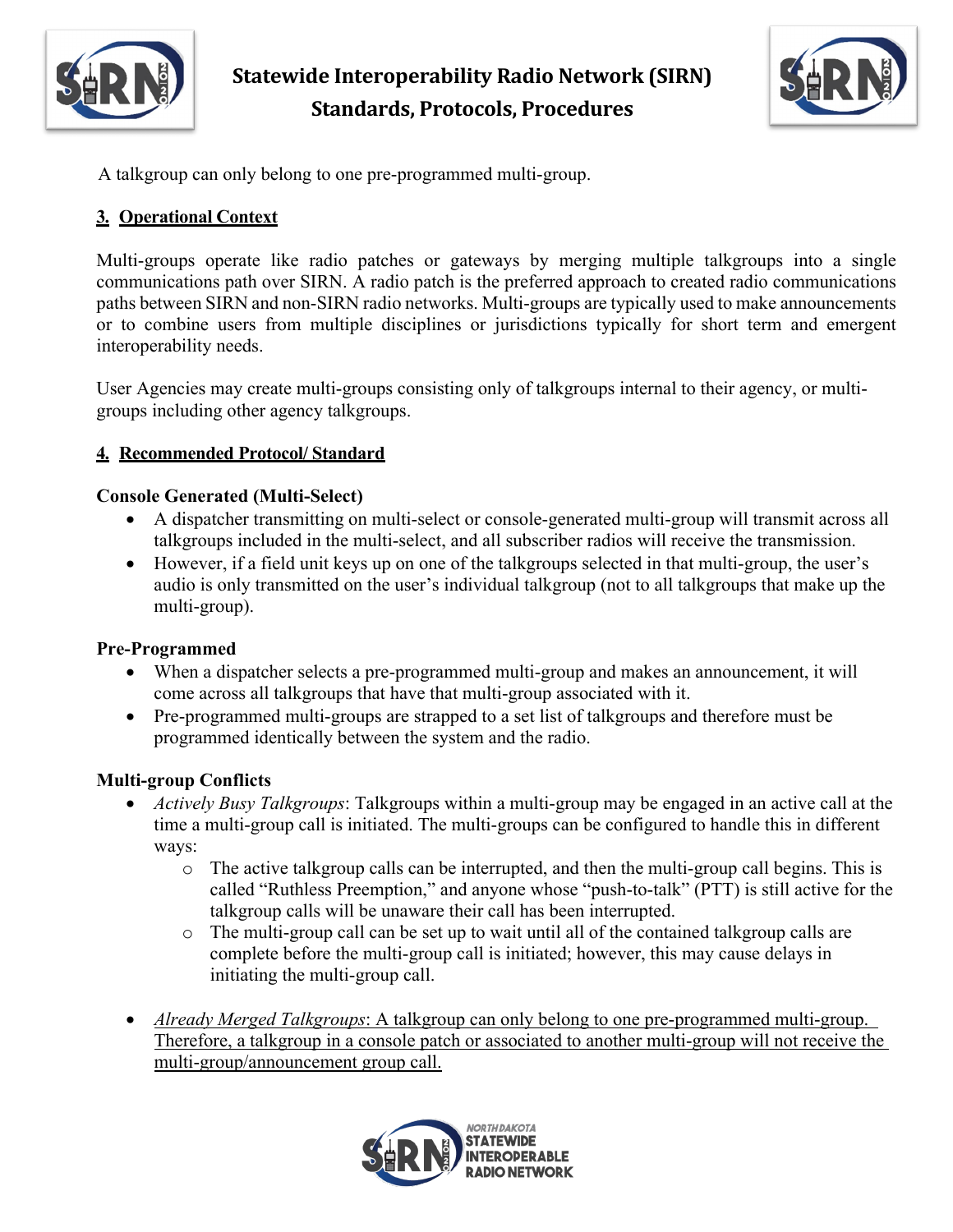A talkgroup can only belong to one pre-programmed multi-group.

## 3. Operational Context

Multi-groups operate like radio patches or gateways by merging multiple talkgroups into a single communications path over SIRN. A radio patch is the preferred approach to created radio communications paths between SIRN and non-SIRN radio networks. Multi-groups are typically used to make announcements or to combine users from multiple disciplines or jurisdictions typically for short term and emergent interoperability needs.

User Agencies may create multi-groups consisting only of talkgroups internal to their agency, or multi-groups including other agency talkgroups.

## 4. Recommended Protocol/ Standard

### Console Generated (Multi-Select)

- A dispatcher transmitting on multi-select or console-generated multi-group will transmit across all talkgroups included in the multi-select, and all subscriber radios will receive the transmission.
- However, if a field unit keys up on one of the talkgroups selected in that multi-group, the user's audio is only transmitted on the user's individual talkgroup (not to all talkgroups that make up the multi-group).

### Pre-Programmed

- When a dispatcher selects a pre-programmed multi-group and makes an announcement, it will come across all talkgroups that have that multi-group associated with it.
- Pre-programmed multi-groups are strapped to a set list of talkgroups and therefore must be programmed identically between the system and the radio.

### Multi-group Conflicts

- *Actively Busy Talkgroups*: Talkgroups within a multi-group may be engaged in an active call at the time a multi-group call is initiated. The multi-groups can be configured to handle this in different ways:
  - The active talkgroup calls can be interrupted, and then the multi-group call begins. This is called "Ruthless Preemption," and anyone whose "push-to-talk" (PTT) is still active for the talkgroup calls will be unaware their call has been interrupted.
  - The multi-group call can be set up to wait until all of the contained talkgroup calls are complete before the multi-group call is initiated; however, this may cause delays in initiating the multi-group call.

- *Already Merged Talkgroups*: <u>A talkgroup can only belong to one pre-programmed multi-group. Therefore, a talkgroup in a console patch or associated to another multi-group will not receive the multi-group/announcement group call.</u>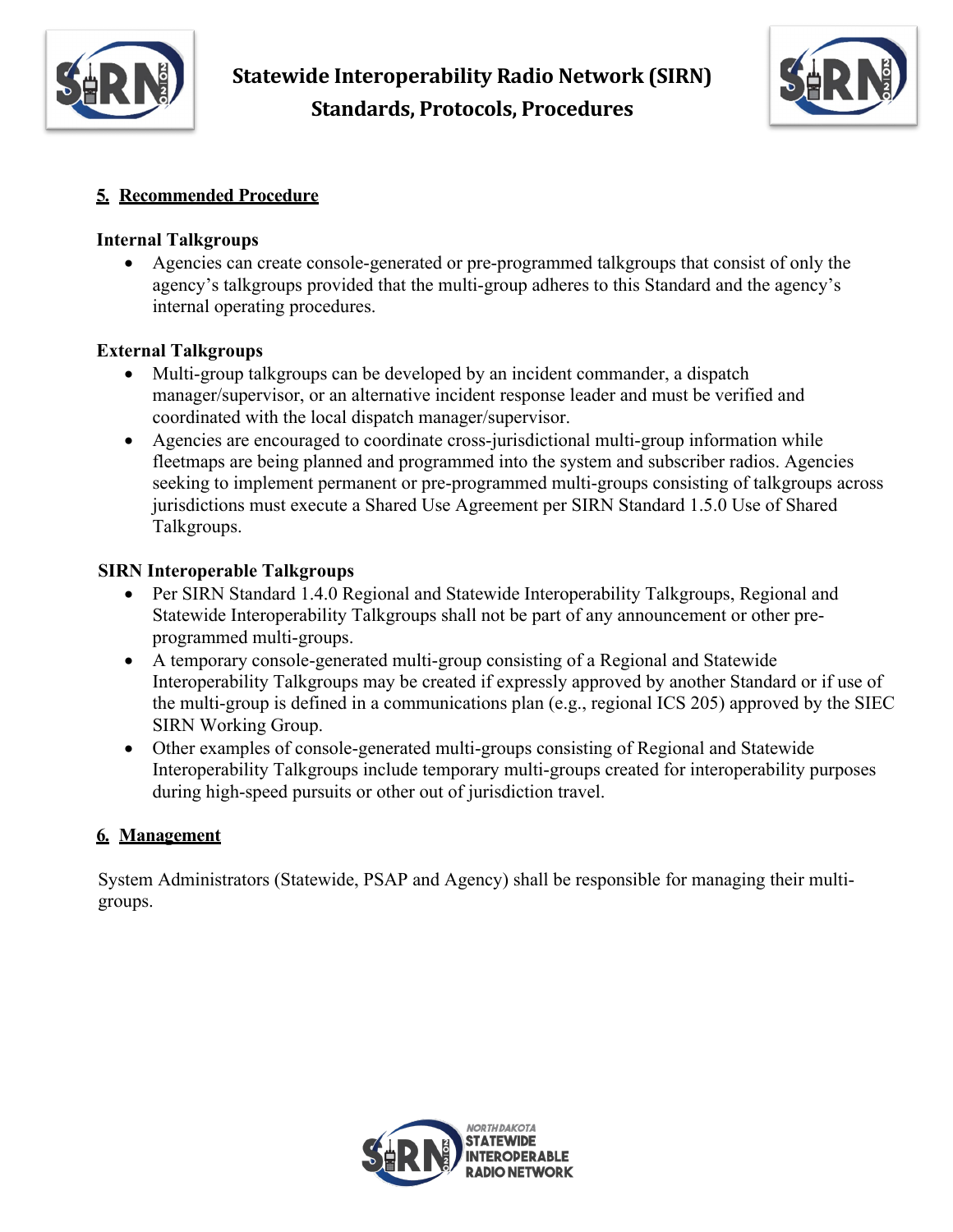## 5. Recommended Procedure

**Internal Talkgroups**

- Agencies can create console-generated or pre-programmed talkgroups that consist of only the agency's talkgroups provided that the multi-group adheres to this Standard and the agency's internal operating procedures.

**External Talkgroups**

- Multi-group talkgroups can be developed by an incident commander, a dispatch manager/supervisor, or an alternative incident response leader and must be verified and coordinated with the local dispatch manager/supervisor.
- Agencies are encouraged to coordinate cross-jurisdictional multi-group information while fleetmaps are being planned and programmed into the system and subscriber radios. Agencies seeking to implement permanent or pre-programmed multi-groups consisting of talkgroups across jurisdictions must execute a Shared Use Agreement per SIRN Standard 1.5.0 Use of Shared Talkgroups.

**SIRN Interoperable Talkgroups**

- Per SIRN Standard 1.4.0 Regional and Statewide Interoperability Talkgroups, Regional and Statewide Interoperability Talkgroups shall not be part of any announcement or other pre-programmed multi-groups.
- A temporary console-generated multi-group consisting of a Regional and Statewide Interoperability Talkgroups may be created if expressly approved by another Standard or if use of the multi-group is defined in a communications plan (e.g., regional ICS 205) approved by the SIEC SIRN Working Group.
- Other examples of console-generated multi-groups consisting of Regional and Statewide Interoperability Talkgroups include temporary multi-groups created for interoperability purposes during high-speed pursuits or other out of jurisdiction travel.

## 6. Management

System Administrators (Statewide, PSAP and Agency) shall be responsible for managing their multi-groups.